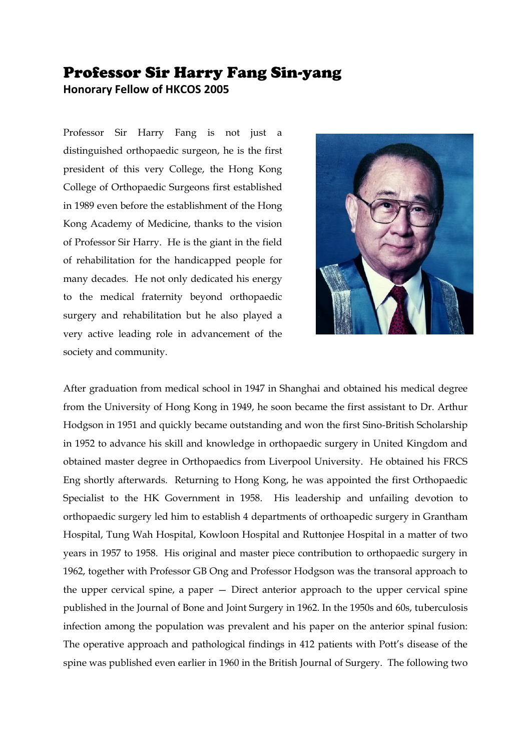# Professor Sir Harry Fang Sin-yang

**Honorary Fellow of HKCOS 2005**

Professor Sir Harry Fang is not just a distinguished orthopaedic surgeon, he is the first president of this very College, the Hong Kong College of Orthopaedic Surgeons first established in 1989 even before the establishment of the Hong Kong Academy of Medicine, thanks to the vision of Professor Sir Harry. He is the giant in the field of rehabilitation for the handicapped people for many decades. He not only dedicated his energy to the medical fraternity beyond orthopaedic surgery and rehabilitation but he also played a very active leading role in advancement of the society and community.

After graduation from medical school in 1947 in Shanghai and obtained his medical degree from the University of Hong Kong in 1949, he soon became the first assistant to Dr. Arthur Hodgson in 1951 and quickly became outstanding and won the first Sino-British Scholarship in 1952 to advance his skill and knowledge in orthopaedic surgery in United Kingdom and obtained master degree in Orthopaedics from Liverpool University. He obtained his FRCS Eng shortly afterwards. Returning to Hong Kong, he was appointed the first Orthopaedic Specialist to the HK Government in 1958. His leadership and unfailing devotion to orthopaedic surgery led him to establish 4 departments of orthoapedic surgery in Grantham Hospital, Tung Wah Hospital, Kowloon Hospital and Ruttonjee Hospital in a matter of two years in 1957 to 1958. His original and master piece contribution to orthopaedic surgery in 1962, together with Professor GB Ong and Professor Hodgson was the transoral approach to the upper cervical spine, a paper — Direct anterior approach to the upper cervical spine published in the Journal of Bone and Joint Surgery in 1962. In the 1950s and 60s, tuberculosis infection among the population was prevalent and his paper on the anterior spinal fusion: The operative approach and pathological findings in 412 patients with Pott's disease of the spine was published even earlier in 1960 in the British Journal of Surgery. The following two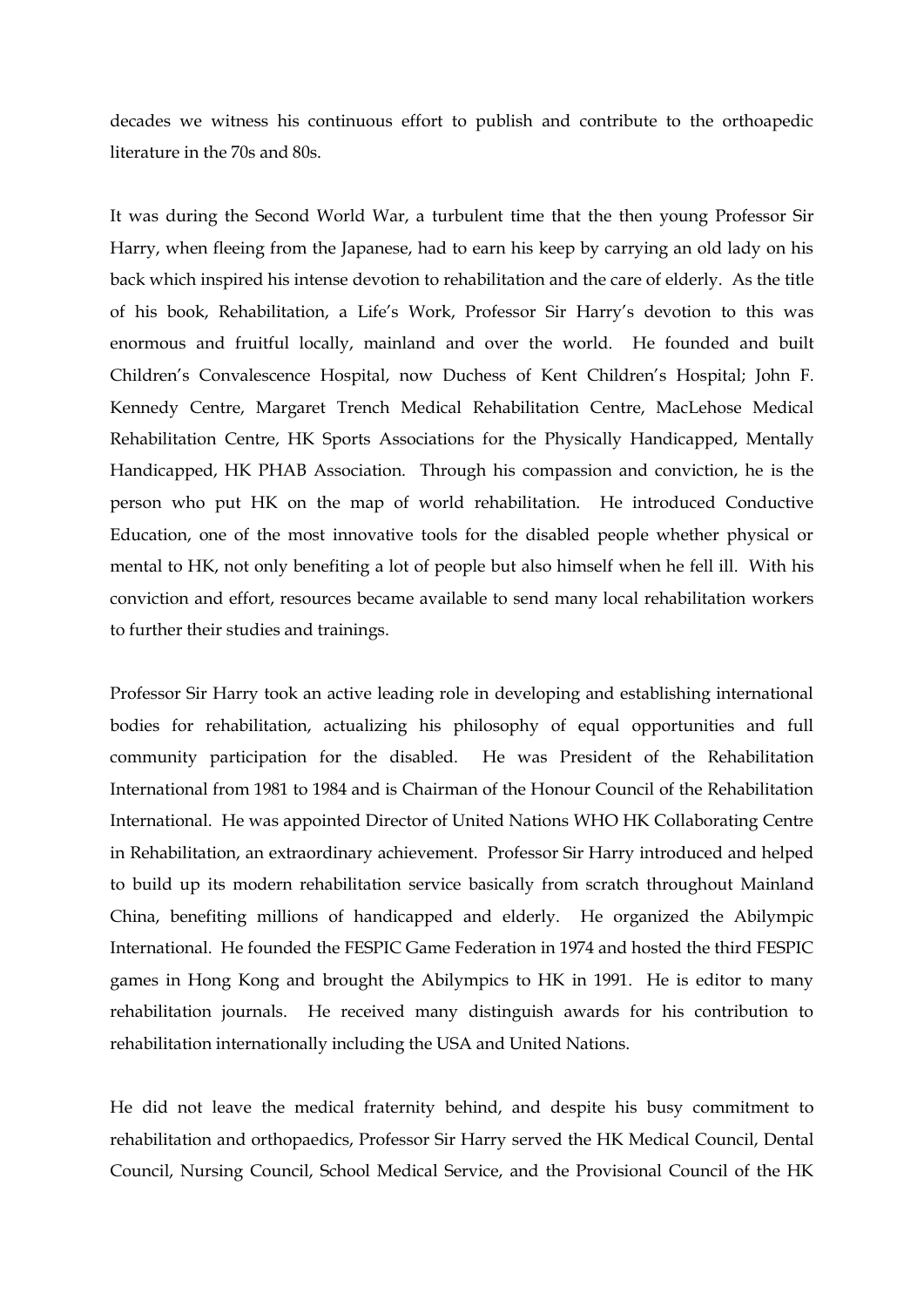decades we witness his continuous effort to publish and contribute to the orthoapedic literature in the 70s and 80s.

It was during the Second World War, a turbulent time that the then young Professor Sir Harry, when fleeing from the Japanese, had to earn his keep by carrying an old lady on his back which inspired his intense devotion to rehabilitation and the care of elderly. As the title of his book, Rehabilitation, a Life's Work, Professor Sir Harry's devotion to this was enormous and fruitful locally, mainland and over the world. He founded and built Children's Convalescence Hospital, now Duchess of Kent Children's Hospital; John F. Kennedy Centre, Margaret Trench Medical Rehabilitation Centre, MacLehose Medical Rehabilitation Centre, HK Sports Associations for the Physically Handicapped, Mentally Handicapped, HK PHAB Association. Through his compassion and conviction, he is the person who put HK on the map of world rehabilitation. He introduced Conductive Education, one of the most innovative tools for the disabled people whether physical or mental to HK, not only benefiting a lot of people but also himself when he fell ill. With his conviction and effort, resources became available to send many local rehabilitation workers to further their studies and trainings.

Professor Sir Harry took an active leading role in developing and establishing international bodies for rehabilitation, actualizing his philosophy of equal opportunities and full community participation for the disabled. He was President of the Rehabilitation International from 1981 to 1984 and is Chairman of the Honour Council of the Rehabilitation International. He was appointed Director of United Nations WHO HK Collaborating Centre in Rehabilitation, an extraordinary achievement. Professor Sir Harry introduced and helped to build up its modern rehabilitation service basically from scratch throughout Mainland China, benefiting millions of handicapped and elderly. He organized the Abilympic International. He founded the FESPIC Game Federation in 1974 and hosted the third FESPIC games in Hong Kong and brought the Abilympics to HK in 1991. He is editor to many rehabilitation journals. He received many distinguish awards for his contribution to rehabilitation internationally including the USA and United Nations.

He did not leave the medical fraternity behind, and despite his busy commitment to rehabilitation and orthopaedics, Professor Sir Harry served the HK Medical Council, Dental Council, Nursing Council, School Medical Service, and the Provisional Council of the HK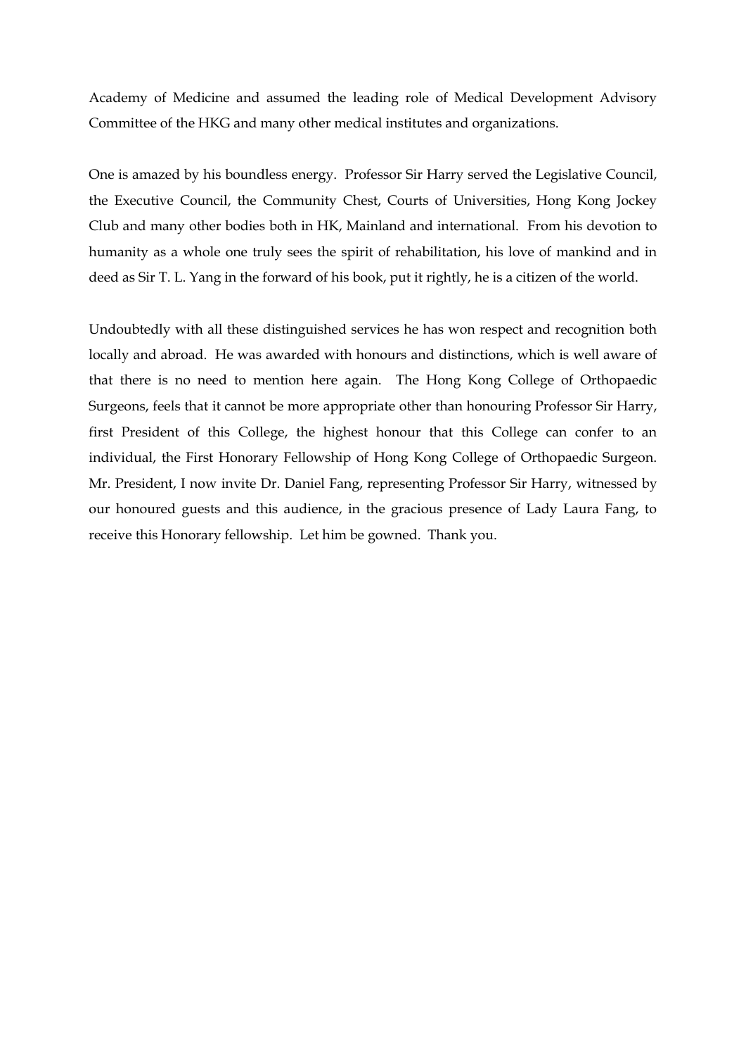Academy of Medicine and assumed the leading role of Medical Development Advisory Committee of the HKG and many other medical institutes and organizations.

One is amazed by his boundless energy. Professor Sir Harry served the Legislative Council, the Executive Council, the Community Chest, Courts of Universities, Hong Kong Jockey Club and many other bodies both in HK, Mainland and international. From his devotion to humanity as a whole one truly sees the spirit of rehabilitation, his love of mankind and in deed as Sir T. L. Yang in the forward of his book, put it rightly, he is a citizen of the world.

Undoubtedly with all these distinguished services he has won respect and recognition both locally and abroad. He was awarded with honours and distinctions, which is well aware of that there is no need to mention here again. The Hong Kong College of Orthopaedic Surgeons, feels that it cannot be more appropriate other than honouring Professor Sir Harry, first President of this College, the highest honour that this College can confer to an individual, the First Honorary Fellowship of Hong Kong College of Orthopaedic Surgeon. Mr. President, I now invite Dr. Daniel Fang, representing Professor Sir Harry, witnessed by our honoured guests and this audience, in the gracious presence of Lady Laura Fang, to receive this Honorary fellowship. Let him be gowned. Thank you.